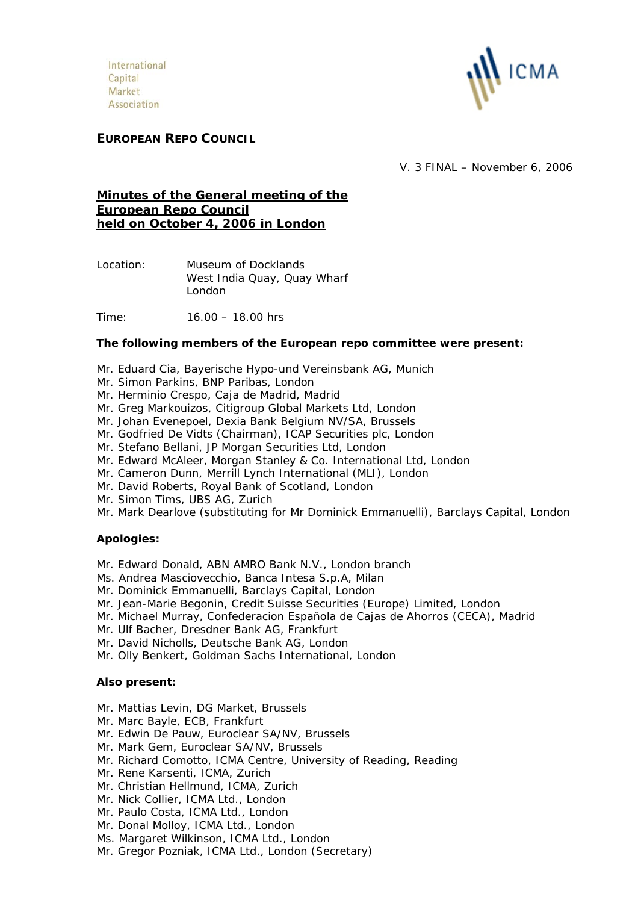International Capital Market Association

ICMA

**EUROPEAN REPO COUNCIL**

V. 3 FINAL – November 6, 2006

## Minutes of the General meeting of the European Repo Council held on October 4, 2006 in London

Location: Museum of Docklands
West India Quay, Quay Wharf
London

Time: 16.00 – 18.00 hrs

**The following members of the European repo committee were present:**

Mr. Eduard Cia, Bayerische Hypo-und Vereinsbank AG, Munich
Mr. Simon Parkins, BNP Paribas, London
Mr. Herminio Crespo, Caja de Madrid, Madrid
Mr. Greg Markouizos, Citigroup Global Markets Ltd, London
Mr. Johan Evenepoel, Dexia Bank Belgium NV/SA, Brussels
Mr. Godfried De Vidts (Chairman), ICAP Securities plc, London
Mr. Stefano Bellani, JP Morgan Securities Ltd, London
Mr. Edward McAleer, Morgan Stanley & Co. International Ltd, London
Mr. Cameron Dunn, Merrill Lynch International (MLI), London
Mr. David Roberts, Royal Bank of Scotland, London
Mr. Simon Tims, UBS AG, Zurich
Mr. Mark Dearlove (substituting for Mr Dominick Emmanuelli), Barclays Capital, London

**Apologies:**

Mr. Edward Donald, ABN AMRO Bank N.V., London branch
Ms. Andrea Masciovecchio, Banca Intesa S.p.A, Milan
Mr. Dominick Emmanuelli, Barclays Capital, London
Mr. Jean-Marie Begonin, Credit Suisse Securities (Europe) Limited, London
Mr. Michael Murray, Confederacion Española de Cajas de Ahorros (CECA), Madrid
Mr. Ulf Bacher, Dresdner Bank AG, Frankfurt
Mr. David Nicholls, Deutsche Bank AG, London
Mr. Olly Benkert, Goldman Sachs International, London

**Also present:**

Mr. Mattias Levin, DG Market, Brussels
Mr. Marc Bayle, ECB, Frankfurt
Mr. Edwin De Pauw, Euroclear SA/NV, Brussels
Mr. Mark Gem, Euroclear SA/NV, Brussels
Mr. Richard Comotto, ICMA Centre, University of Reading, Reading
Mr. Rene Karsenti, ICMA, Zurich
Mr. Christian Hellmund, ICMA, Zurich
Mr. Nick Collier, ICMA Ltd., London
Mr. Paulo Costa, ICMA Ltd., London
Mr. Donal Molloy, ICMA Ltd., London
Ms. Margaret Wilkinson, ICMA Ltd., London
Mr. Gregor Pozniak, ICMA Ltd., London (Secretary)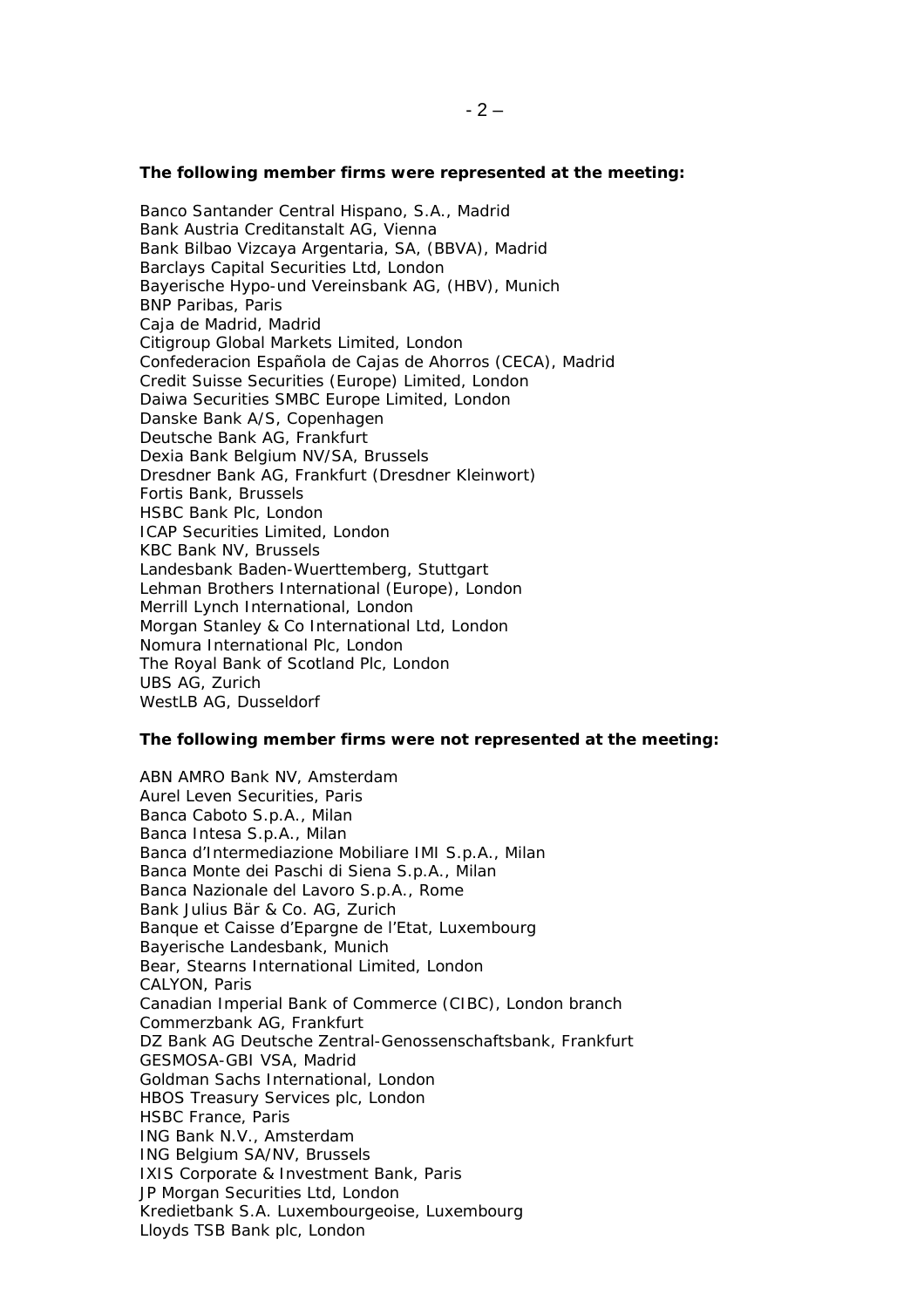**The following member firms were represented at the meeting:**

Banco Santander Central Hispano, S.A., Madrid
Bank Austria Creditanstalt AG, Vienna
Bank Bilbao Vizcaya Argentaria, SA, (BBVA), Madrid
Barclays Capital Securities Ltd, London
Bayerische Hypo-und Vereinsbank AG, (HBV), Munich
BNP Paribas, Paris
Caja de Madrid, Madrid
Citigroup Global Markets Limited, London
Confederacion Española de Cajas de Ahorros (CECA), Madrid
Credit Suisse Securities (Europe) Limited, London
Daiwa Securities SMBC Europe Limited, London
Danske Bank A/S, Copenhagen
Deutsche Bank AG, Frankfurt
Dexia Bank Belgium NV/SA, Brussels
Dresdner Bank AG, Frankfurt (Dresdner Kleinwort)
Fortis Bank, Brussels
HSBC Bank Plc, London
ICAP Securities Limited, London
KBC Bank NV, Brussels
Landesbank Baden-Wuerttemberg, Stuttgart
Lehman Brothers International (Europe), London
Merrill Lynch International, London
Morgan Stanley & Co International Ltd, London
Nomura International Plc, London
The Royal Bank of Scotland Plc, London
UBS AG, Zurich
WestLB AG, Dusseldorf

**The following member firms were not represented at the meeting:**

ABN AMRO Bank NV, Amsterdam
Aurel Leven Securities, Paris
Banca Caboto S.p.A., Milan
Banca Intesa S.p.A., Milan
Banca d'Intermediazione Mobiliare IMI S.p.A., Milan
Banca Monte dei Paschi di Siena S.p.A., Milan
Banca Nazionale del Lavoro S.p.A., Rome
Bank Julius Bär & Co. AG, Zurich
Banque et Caisse d'Epargne de l'Etat, Luxembourg
Bayerische Landesbank, Munich
Bear, Stearns International Limited, London
CALYON, Paris
Canadian Imperial Bank of Commerce (CIBC), London branch
Commerzbank AG, Frankfurt
DZ Bank AG Deutsche Zentral-Genossenschaftsbank, Frankfurt
GESMOSA-GBI VSA, Madrid
Goldman Sachs International, London
HBOS Treasury Services plc, London
HSBC France, Paris
ING Bank N.V., Amsterdam
ING Belgium SA/NV, Brussels
IXIS Corporate & Investment Bank, Paris
JP Morgan Securities Ltd, London
Kredietbank S.A. Luxembourgeoise, Luxembourg
Lloyds TSB Bank plc, London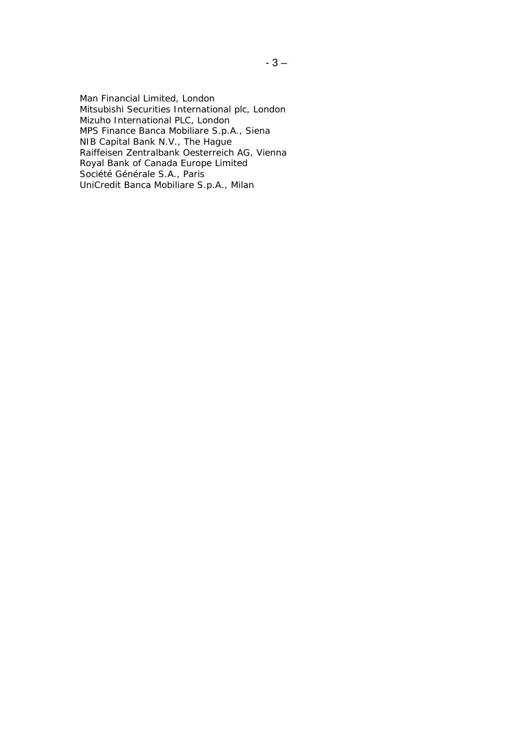Man Financial Limited, London
Mitsubishi Securities International plc, London
Mizuho International PLC, London
MPS Finance Banca Mobiliare S.p.A., Siena
NIB Capital Bank N.V., The Hague
Raiffeisen Zentralbank Oesterreich AG, Vienna
Royal Bank of Canada Europe Limited
Société Générale S.A., Paris
UniCredit Banca Mobiliare S.p.A., Milan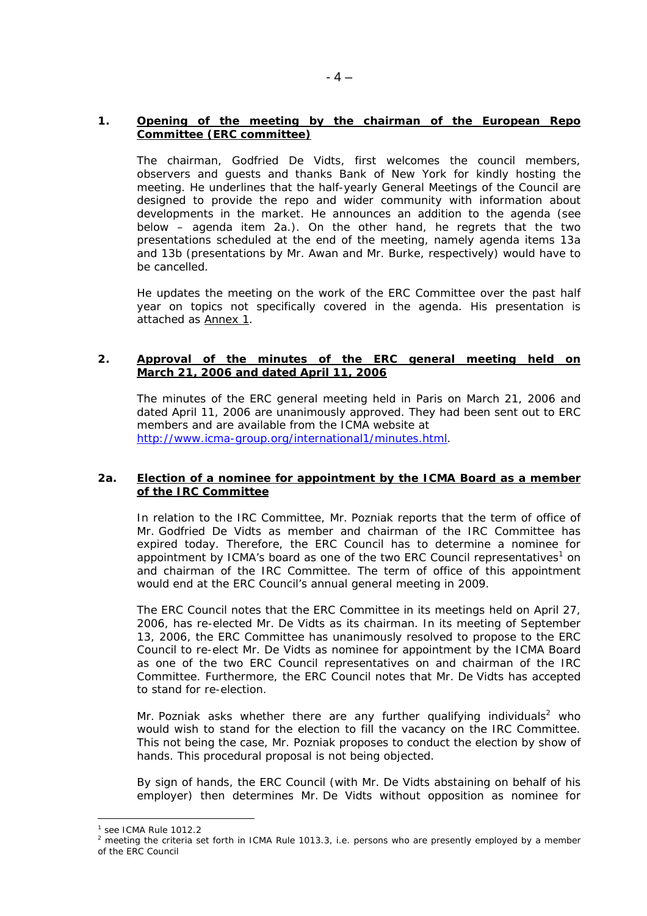## 1. Opening of the meeting by the chairman of the European Repo Committee (ERC committee)

The chairman, Godfried De Vidts, first welcomes the council members, observers and guests and thanks Bank of New York for kindly hosting the meeting. He underlines that the half-yearly General Meetings of the Council are designed to provide the repo and wider community with information about developments in the market. He announces an addition to the agenda (see below – agenda item 2a.). On the other hand, he regrets that the two presentations scheduled at the end of the meeting, namely agenda items 13a and 13b (presentations by Mr. Awan and Mr. Burke, respectively) would have to be cancelled.

He updates the meeting on the work of the ERC Committee over the past half year on topics not specifically covered in the agenda. His presentation is attached as Annex 1.

## 2. Approval of the minutes of the ERC general meeting held on March 21, 2006 and dated April 11, 2006

The minutes of the ERC general meeting held in Paris on March 21, 2006 and dated April 11, 2006 are unanimously approved. They had been sent out to ERC members and are available from the ICMA website at http://www.icma-group.org/international1/minutes.html.

## 2a. Election of a nominee for appointment by the ICMA Board as a member of the IRC Committee

In relation to the IRC Committee, Mr. Pozniak reports that the term of office of Mr. Godfried De Vidts as member and chairman of the IRC Committee has expired today. Therefore, the ERC Council has to determine a nominee for appointment by ICMA's board as one of the two ERC Council representatives[1] on and chairman of the IRC Committee. The term of office of this appointment would end at the ERC Council's annual general meeting in 2009.

The ERC Council notes that the ERC Committee in its meetings held on April 27, 2006, has re-elected Mr. De Vidts as its chairman. In its meeting of September 13, 2006, the ERC Committee has unanimously resolved to propose to the ERC Council to re-elect Mr. De Vidts as nominee for appointment by the ICMA Board as one of the two ERC Council representatives on and chairman of the IRC Committee. Furthermore, the ERC Council notes that Mr. De Vidts has accepted to stand for re-election.

Mr. Pozniak asks whether there are any further qualifying individuals[2] who would wish to stand for the election to fill the vacancy on the IRC Committee. This not being the case, Mr. Pozniak proposes to conduct the election by show of hands. This procedural proposal is not being objected.

By sign of hands, the ERC Council (with Mr. De Vidts abstaining on behalf of his employer) then determines Mr. De Vidts without opposition as nominee for

---

[1] see ICMA Rule 1012.2

[2] meeting the criteria set forth in ICMA Rule 1013.3, i.e. persons who are presently employed by a member of the ERC Council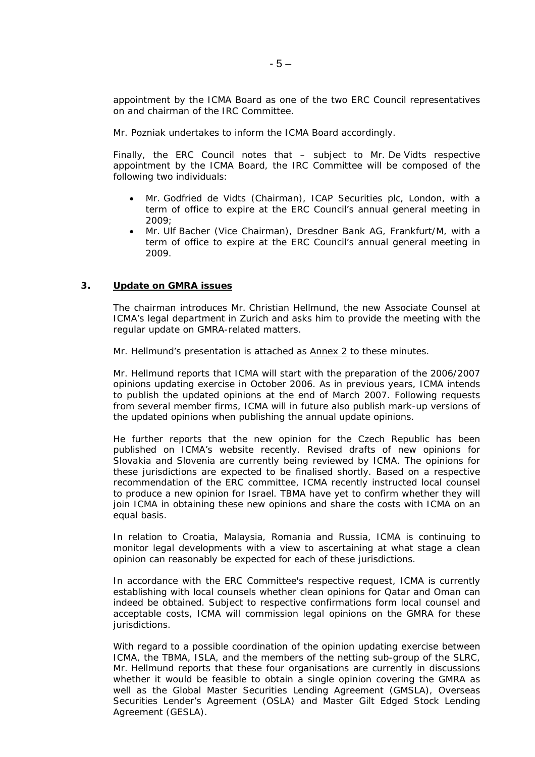appointment by the ICMA Board as one of the two ERC Council representatives on and chairman of the IRC Committee.

Mr. Pozniak undertakes to inform the ICMA Board accordingly.

Finally, the ERC Council notes that – subject to Mr. De Vidts respective appointment by the ICMA Board, the IRC Committee will be composed of the following two individuals:

- Mr. Godfried de Vidts (Chairman), ICAP Securities plc, London, with a term of office to expire at the ERC Council's annual general meeting in 2009;
- Mr. Ulf Bacher (Vice Chairman), Dresdner Bank AG, Frankfurt/M, with a term of office to expire at the ERC Council's annual general meeting in 2009.

### 3. Update on GMRA issues

The chairman introduces Mr. Christian Hellmund, the new Associate Counsel at ICMA's legal department in Zurich and asks him to provide the meeting with the regular update on GMRA-related matters.

Mr. Hellmund's presentation is attached as Annex 2 to these minutes.

Mr. Hellmund reports that ICMA will start with the preparation of the 2006/2007 opinions updating exercise in October 2006. As in previous years, ICMA intends to publish the updated opinions at the end of March 2007. Following requests from several member firms, ICMA will in future also publish mark-up versions of the updated opinions when publishing the annual update opinions.

He further reports that the new opinion for the Czech Republic has been published on ICMA's website recently. Revised drafts of new opinions for Slovakia and Slovenia are currently being reviewed by ICMA. The opinions for these jurisdictions are expected to be finalised shortly. Based on a respective recommendation of the ERC committee, ICMA recently instructed local counsel to produce a new opinion for Israel. TBMA have yet to confirm whether they will join ICMA in obtaining these new opinions and share the costs with ICMA on an equal basis.

In relation to Croatia, Malaysia, Romania and Russia, ICMA is continuing to monitor legal developments with a view to ascertaining at what stage a clean opinion can reasonably be expected for each of these jurisdictions.

In accordance with the ERC Committee's respective request, ICMA is currently establishing with local counsels whether clean opinions for Qatar and Oman can indeed be obtained. Subject to respective confirmations form local counsel and acceptable costs, ICMA will commission legal opinions on the GMRA for these jurisdictions.

With regard to a possible coordination of the opinion updating exercise between ICMA, the TBMA, ISLA, and the members of the netting sub-group of the SLRC, Mr. Hellmund reports that these four organisations are currently in discussions whether it would be feasible to obtain a single opinion covering the GMRA as well as the Global Master Securities Lending Agreement (GMSLA), Overseas Securities Lender's Agreement (OSLA) and Master Gilt Edged Stock Lending Agreement (GESLA).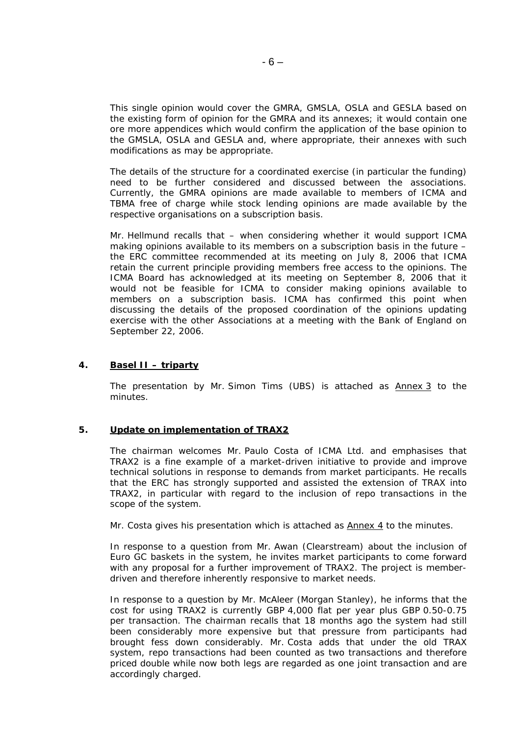This single opinion would cover the GMRA, GMSLA, OSLA and GESLA based on the existing form of opinion for the GMRA and its annexes; it would contain one ore more appendices which would confirm the application of the base opinion to the GMSLA, OSLA and GESLA and, where appropriate, their annexes with such modifications as may be appropriate.

The details of the structure for a coordinated exercise (in particular the funding) need to be further considered and discussed between the associations. Currently, the GMRA opinions are made available to members of ICMA and TBMA free of charge while stock lending opinions are made available by the respective organisations on a subscription basis.

Mr. Hellmund recalls that – when considering whether it would support ICMA making opinions available to its members on a subscription basis in the future – the ERC committee recommended at its meeting on July 8, 2006 that ICMA retain the current principle providing members free access to the opinions. The ICMA Board has acknowledged at its meeting on September 8, 2006 that it would not be feasible for ICMA to consider making opinions available to members on a subscription basis. ICMA has confirmed this point when discussing the details of the proposed coordination of the opinions updating exercise with the other Associations at a meeting with the Bank of England on September 22, 2006.

## 4. Basel II – triparty

The presentation by Mr. Simon Tims (UBS) is attached as Annex 3 to the minutes.

## 5. Update on implementation of TRAX2

The chairman welcomes Mr. Paulo Costa of ICMA Ltd. and emphasises that TRAX2 is a fine example of a market-driven initiative to provide and improve technical solutions in response to demands from market participants. He recalls that the ERC has strongly supported and assisted the extension of TRAX into TRAX2, in particular with regard to the inclusion of repo transactions in the scope of the system.

Mr. Costa gives his presentation which is attached as Annex 4 to the minutes.

In response to a question from Mr. Awan (Clearstream) about the inclusion of Euro GC baskets in the system, he invites market participants to come forward with any proposal for a further improvement of TRAX2. The project is member-driven and therefore inherently responsive to market needs.

In response to a question by Mr. McAleer (Morgan Stanley), he informs that the cost for using TRAX2 is currently GBP 4,000 flat per year plus GBP 0.50-0.75 per transaction. The chairman recalls that 18 months ago the system had still been considerably more expensive but that pressure from participants had brought fess down considerably. Mr. Costa adds that under the old TRAX system, repo transactions had been counted as two transactions and therefore priced double while now both legs are regarded as one joint transaction and are accordingly charged.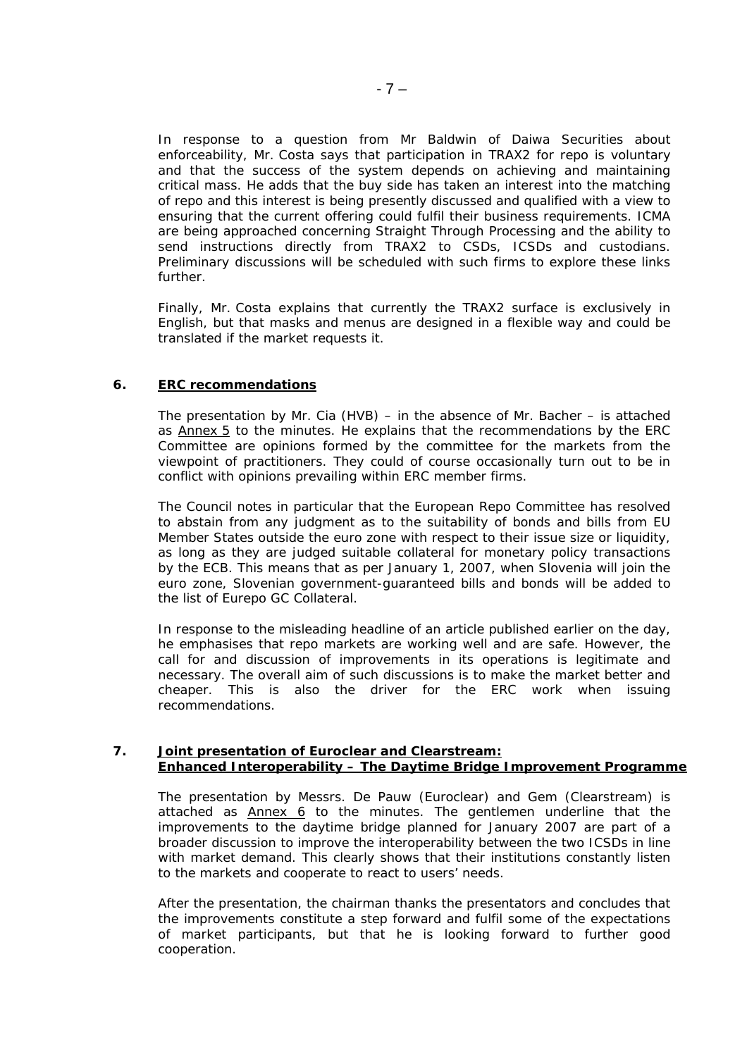In response to a question from Mr Baldwin of Daiwa Securities about enforceability, Mr. Costa says that participation in TRAX2 for repo is voluntary and that the success of the system depends on achieving and maintaining critical mass. He adds that the buy side has taken an interest into the matching of repo and this interest is being presently discussed and qualified with a view to ensuring that the current offering could fulfil their business requirements. ICMA are being approached concerning Straight Through Processing and the ability to send instructions directly from TRAX2 to CSDs, ICSDs and custodians. Preliminary discussions will be scheduled with such firms to explore these links further.

Finally, Mr. Costa explains that currently the TRAX2 surface is exclusively in English, but that masks and menus are designed in a flexible way and could be translated if the market requests it.

## 6. ERC recommendations

The presentation by Mr. Cia (HVB) – in the absence of Mr. Bacher – is attached as Annex 5 to the minutes. He explains that the recommendations by the ERC Committee are opinions formed by the committee for the markets from the viewpoint of practitioners. They could of course occasionally turn out to be in conflict with opinions prevailing within ERC member firms.

The Council notes in particular that the European Repo Committee has resolved to abstain from any judgment as to the suitability of bonds and bills from EU Member States outside the euro zone with respect to their issue size or liquidity, as long as they are judged suitable collateral for monetary policy transactions by the ECB. This means that as per January 1, 2007, when Slovenia will join the euro zone, Slovenian government-guaranteed bills and bonds will be added to the list of Eurepo GC Collateral.

In response to the misleading headline of an article published earlier on the day, he emphasises that repo markets are working well and are safe. However, the call for and discussion of improvements in its operations is legitimate and necessary. The overall aim of such discussions is to make the market better and cheaper. This is also the driver for the ERC work when issuing recommendations.

## 7. Joint presentation of Euroclear and Clearstream: Enhanced Interoperability – The Daytime Bridge Improvement Programme

The presentation by Messrs. De Pauw (Euroclear) and Gem (Clearstream) is attached as Annex 6 to the minutes. The gentlemen underline that the improvements to the daytime bridge planned for January 2007 are part of a broader discussion to improve the interoperability between the two ICSDs in line with market demand. This clearly shows that their institutions constantly listen to the markets and cooperate to react to users' needs.

After the presentation, the chairman thanks the presentators and concludes that the improvements constitute a step forward and fulfil some of the expectations of market participants, but that he is looking forward to further good cooperation.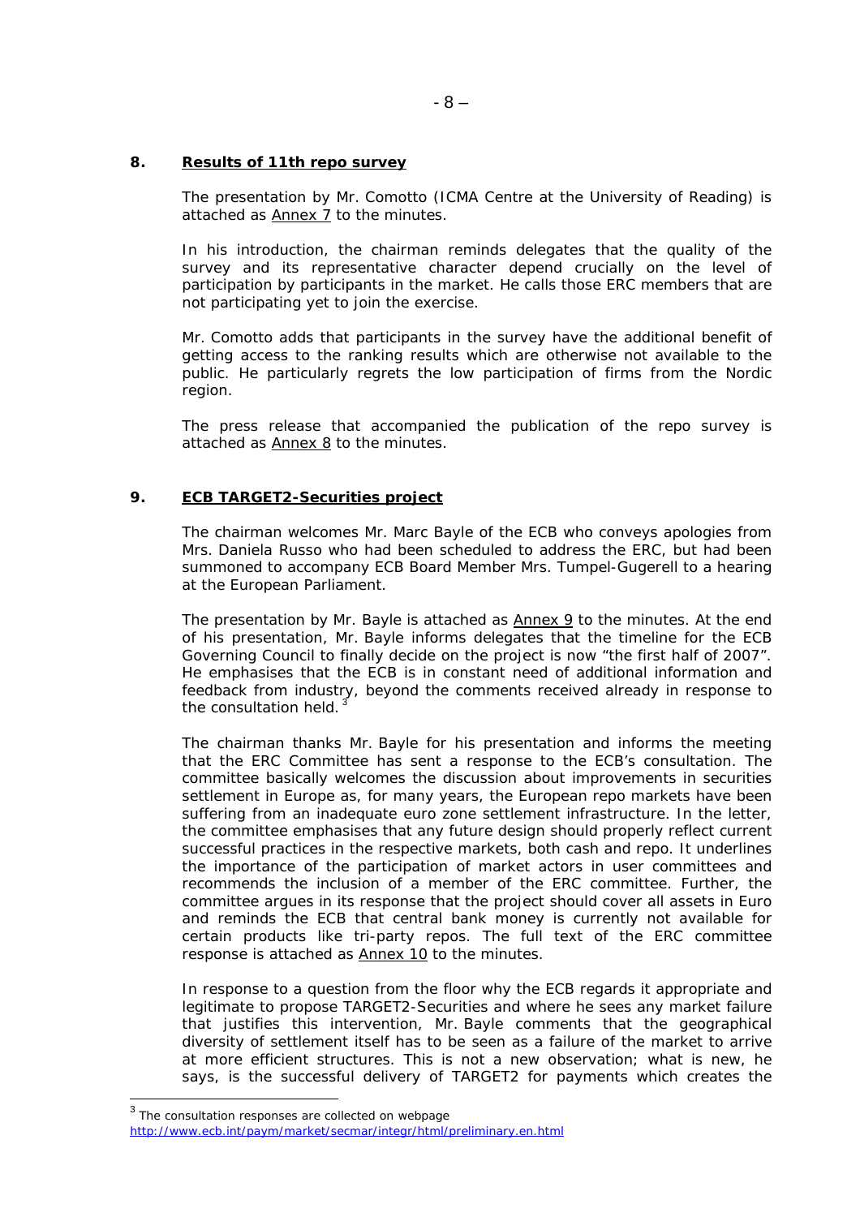## 8. Results of 11th repo survey

The presentation by Mr. Comotto (ICMA Centre at the University of Reading) is attached as Annex 7 to the minutes.

In his introduction, the chairman reminds delegates that the quality of the survey and its representative character depend crucially on the level of participation by participants in the market. He calls those ERC members that are not participating yet to join the exercise.

Mr. Comotto adds that participants in the survey have the additional benefit of getting access to the ranking results which are otherwise not available to the public. He particularly regrets the low participation of firms from the Nordic region.

The press release that accompanied the publication of the repo survey is attached as Annex 8 to the minutes.

## 9. ECB TARGET2-Securities project

The chairman welcomes Mr. Marc Bayle of the ECB who conveys apologies from Mrs. Daniela Russo who had been scheduled to address the ERC, but had been summoned to accompany ECB Board Member Mrs. Tumpel-Gugerell to a hearing at the European Parliament.

The presentation by Mr. Bayle is attached as Annex 9 to the minutes. At the end of his presentation, Mr. Bayle informs delegates that the timeline for the ECB Governing Council to finally decide on the project is now "the first half of 2007". He emphasises that the ECB is in constant need of additional information and feedback from industry, beyond the comments received already in response to the consultation held.[3]

The chairman thanks Mr. Bayle for his presentation and informs the meeting that the ERC Committee has sent a response to the ECB's consultation. The committee basically welcomes the discussion about improvements in securities settlement in Europe as, for many years, the European repo markets have been suffering from an inadequate euro zone settlement infrastructure. In the letter, the committee emphasises that any future design should properly reflect current successful practices in the respective markets, both cash and repo. It underlines the importance of the participation of market actors in user committees and recommends the inclusion of a member of the ERC committee. Further, the committee argues in its response that the project should cover all assets in Euro and reminds the ECB that central bank money is currently not available for certain products like tri-party repos. The full text of the ERC committee response is attached as Annex 10 to the minutes.

In response to a question from the floor why the ECB regards it appropriate and legitimate to propose TARGET2-Securities and where he sees any market failure that justifies this intervention, Mr. Bayle comments that the geographical diversity of settlement itself has to be seen as a failure of the market to arrive at more efficient structures. This is not a new observation; what is new, he says, is the successful delivery of TARGET2 for payments which creates the

---

[3] The consultation responses are collected on webpage http://www.ecb.int/paym/market/secmar/integr/html/preliminary.en.html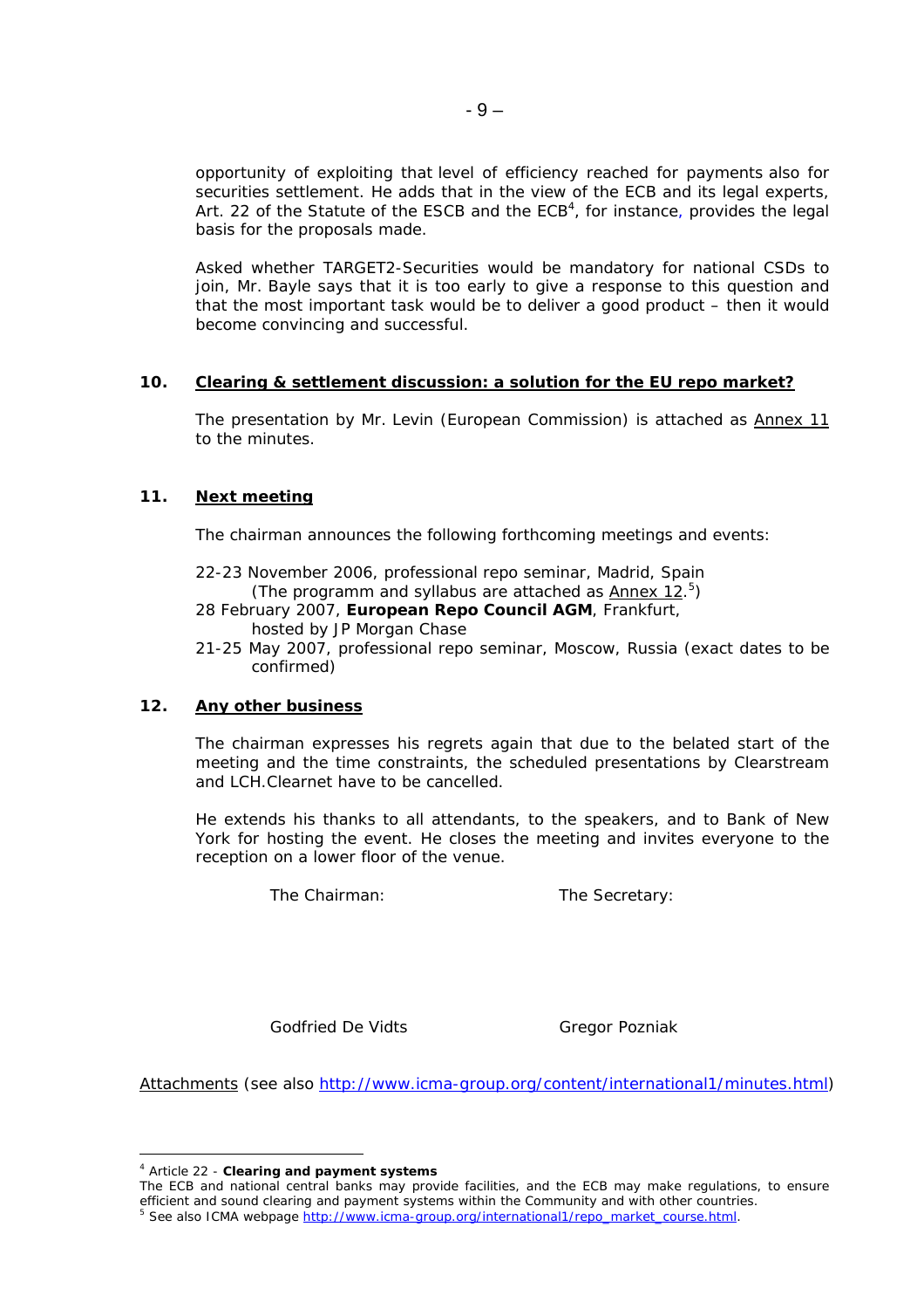opportunity of exploiting that level of efficiency reached for payments also for securities settlement. He adds that in the view of the ECB and its legal experts, Art. 22 of the Statute of the ESCB and the ECB[4], for instance, provides the legal basis for the proposals made.

Asked whether TARGET2-Securities would be mandatory for national CSDs to join, Mr. Bayle says that it is too early to give a response to this question and that the most important task would be to deliver a good product – then it would become convincing and successful.

## 10. Clearing & settlement discussion: a solution for the EU repo market?

The presentation by Mr. Levin (European Commission) is attached as Annex 11 to the minutes.

## 11. Next meeting

The chairman announces the following forthcoming meetings and events:

22-23 November 2006, professional repo seminar, Madrid, Spain
(The programm and syllabus are attached as Annex 12.[5])
28 February 2007, **European Repo Council AGM**, Frankfurt,
hosted by JP Morgan Chase
21-25 May 2007, professional repo seminar, Moscow, Russia (exact dates to be confirmed)

## 12. Any other business

The chairman expresses his regrets again that due to the belated start of the meeting and the time constraints, the scheduled presentations by Clearstream and LCH.Clearnet have to be cancelled.

He extends his thanks to all attendants, to the speakers, and to Bank of New York for hosting the event. He closes the meeting and invites everyone to the reception on a lower floor of the venue.

| The Chairman: | The Secretary: |
|---|---|
| Godfried De Vidts | Gregor Pozniak |

Attachments (see also http://www.icma-group.org/content/international1/minutes.html)

---

[4] Article 22 - **Clearing and payment systems**
The ECB and national central banks may provide facilities, and the ECB may make regulations, to ensure efficient and sound clearing and payment systems within the Community and with other countries.

[5] See also ICMA webpage http://www.icma-group.org/international1/repo_market_course.html.